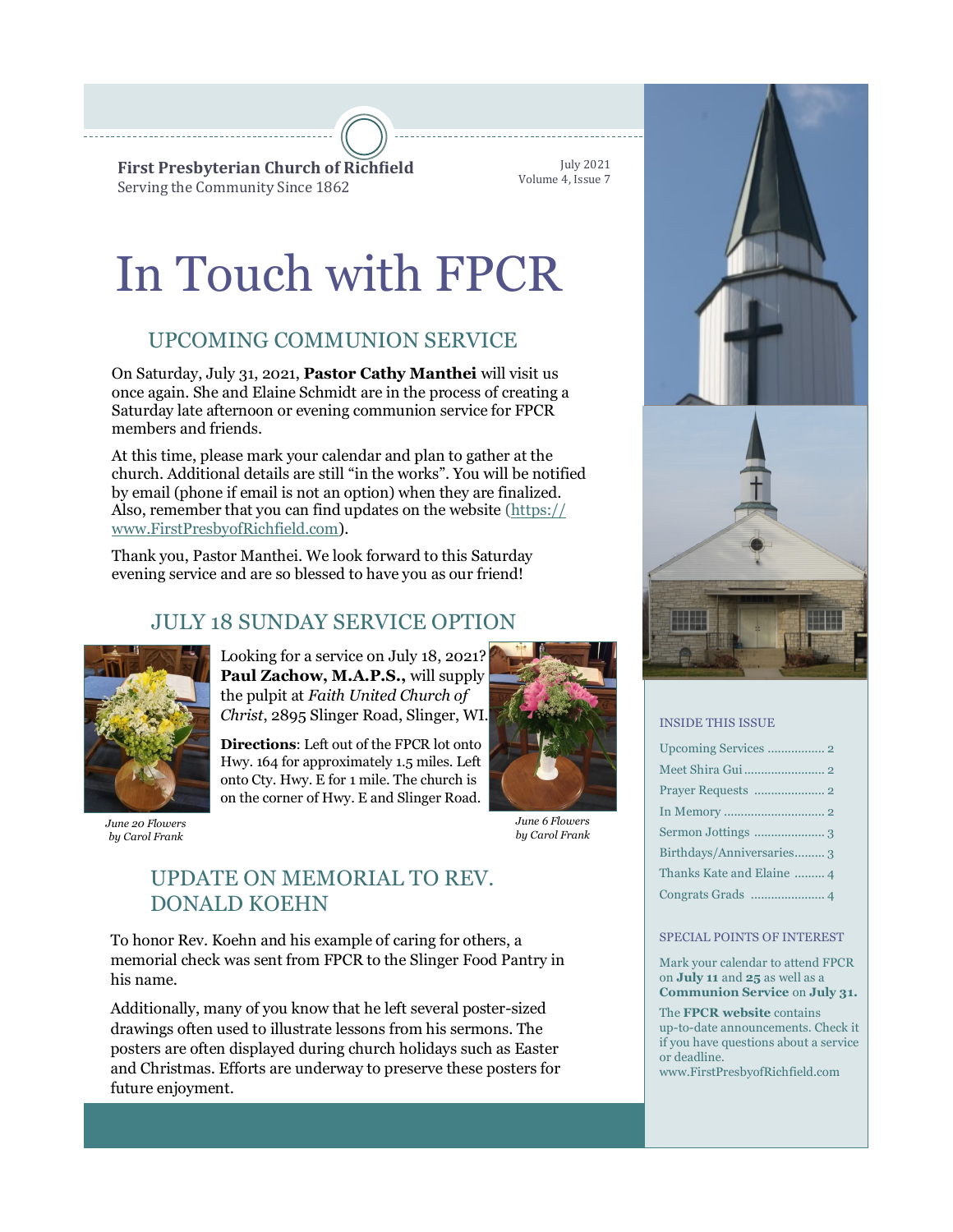**First Presbyterian Church of Richfield**
Serving the Community Since 1862

July 2021
Volume 4, Issue 7

# In Touch with FPCR

## UPCOMING COMMUNION SERVICE

On Saturday, July 31, 2021, **Pastor Cathy Manthei** will visit us once again. She and Elaine Schmidt are in the process of creating a Saturday late afternoon or evening communion service for FPCR members and friends.

At this time, please mark your calendar and plan to gather at the church. Additional details are still "in the works". You will be notified by email (phone if email is not an option) when they are finalized. Also, remember that you can find updates on the website (https://www.FirstPresbyofRichfield.com).

Thank you, Pastor Manthei. We look forward to this Saturday evening service and are so blessed to have you as our friend!

## JULY 18 SUNDAY SERVICE OPTION

Looking for a service on July 18, 2021? **Paul Zachow, M.A.P.S.,** will supply the pulpit at *Faith United Church of Christ*, 2895 Slinger Road, Slinger, WI.

**Directions**: Left out of the FPCR lot onto Hwy. 164 for approximately 1.5 miles. Left onto Cty. Hwy. E for 1 mile. The church is on the corner of Hwy. E and Slinger Road.

*June 20 Flowers by Carol Frank*

*June 6 Flowers by Carol Frank*

## UPDATE ON MEMORIAL TO REV. DONALD KOEHN

To honor Rev. Koehn and his example of caring for others, a memorial check was sent from FPCR to the Slinger Food Pantry in his name.

Additionally, many of you know that he left several poster-sized drawings often used to illustrate lessons from his sermons. The posters are often displayed during church holidays such as Easter and Christmas. Efforts are underway to preserve these posters for future enjoyment.

### INSIDE THIS ISSUE

- Upcoming Services ................. 2
- Meet Shira Gui ........................ 2
- Prayer Requests ..................... 2
- In Memory .............................. 2
- Sermon Jottings ..................... 3
- Birthdays/Anniversaries......... 3
- Thanks Kate and Elaine ......... 4
- Congrats Grads ...................... 4

### SPECIAL POINTS OF INTEREST

Mark your calendar to attend FPCR on **July 11** and **25** as well as a **Communion Service** on **July 31.**

The **FPCR website** contains up-to-date announcements. Check it if you have questions about a service or deadline. www.FirstPresbyofRichfield.com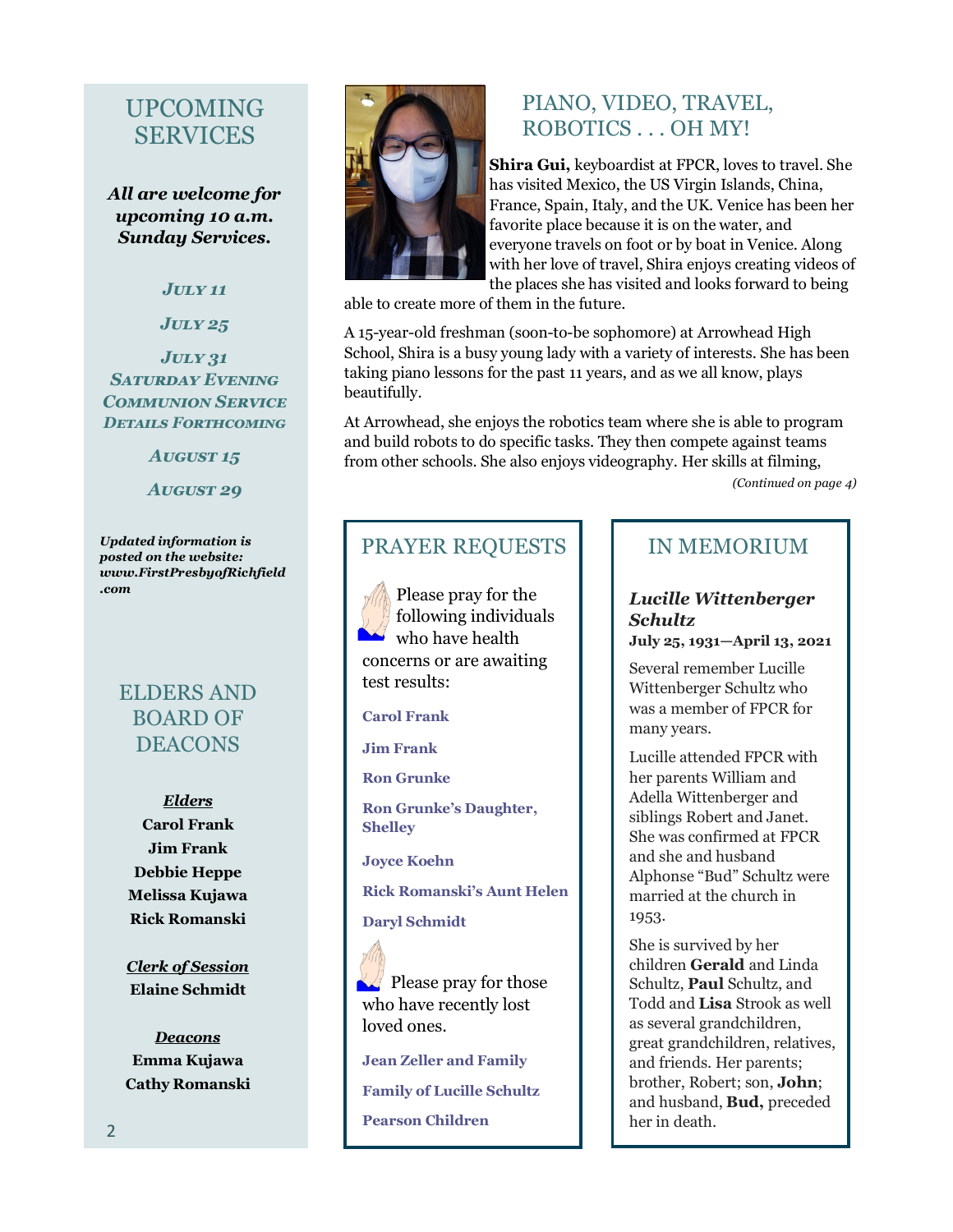## UPCOMING SERVICES

***All are welcome for upcoming 10 a.m. Sunday Services.***

*JULY 11*

*JULY 25*

*JULY 31*
*SATURDAY EVENING COMMUNION SERVICE*
*DETAILS FORTHCOMING*

*AUGUST 15*

*AUGUST 29*

***Updated information is posted on the website: www.FirstPresbyofRichfield.com***

## ELDERS AND BOARD OF DEACONS

***Elders***

**Carol Frank**
**Jim Frank**
**Debbie Heppe**
**Melissa Kujawa**
**Rick Romanski**

***Clerk of Session***

**Elaine Schmidt**

***Deacons***

**Emma Kujawa**
**Cathy Romanski**

## PIANO, VIDEO, TRAVEL, ROBOTICS . . . OH MY!

**Shira Gui,** keyboardist at FPCR, loves to travel. She has visited Mexico, the US Virgin Islands, China, France, Spain, Italy, and the UK. Venice has been her favorite place because it is on the water, and everyone travels on foot or by boat in Venice. Along with her love of travel, Shira enjoys creating videos of the places she has visited and looks forward to being able to create more of them in the future.

A 15-year-old freshman (soon-to-be sophomore) at Arrowhead High School, Shira is a busy young lady with a variety of interests. She has been taking piano lessons for the past 11 years, and as we all know, plays beautifully.

At Arrowhead, she enjoys the robotics team where she is able to program and build robots to do specific tasks. They then compete against teams from other schools. She also enjoys videography. Her skills at filming,

*(Continued on page 4)*

## PRAYER REQUESTS

Please pray for the following individuals who have health concerns or are awaiting test results:

**Carol Frank**

**Jim Frank**

**Ron Grunke**

**Ron Grunke's Daughter, Shelley**

**Joyce Koehn**

**Rick Romanski's Aunt Helen**

**Daryl Schmidt**

Please pray for those who have recently lost loved ones.

**Jean Zeller and Family**

**Family of Lucille Schultz**

**Pearson Children**

## IN MEMORIUM

***Lucille Wittenberger Schultz***
**July 25, 1931—April 13, 2021**

Several remember Lucille Wittenberger Schultz who was a member of FPCR for many years.

Lucille attended FPCR with her parents William and Adella Wittenberger and siblings Robert and Janet. She was confirmed at FPCR and she and husband Alphonse "Bud" Schultz were married at the church in 1953.

She is survived by her children **Gerald** and Linda Schultz, **Paul** Schultz, and Todd and **Lisa** Strook as well as several grandchildren, great grandchildren, relatives, and friends. Her parents; brother, Robert; son, **John**; and husband, **Bud,** preceded her in death.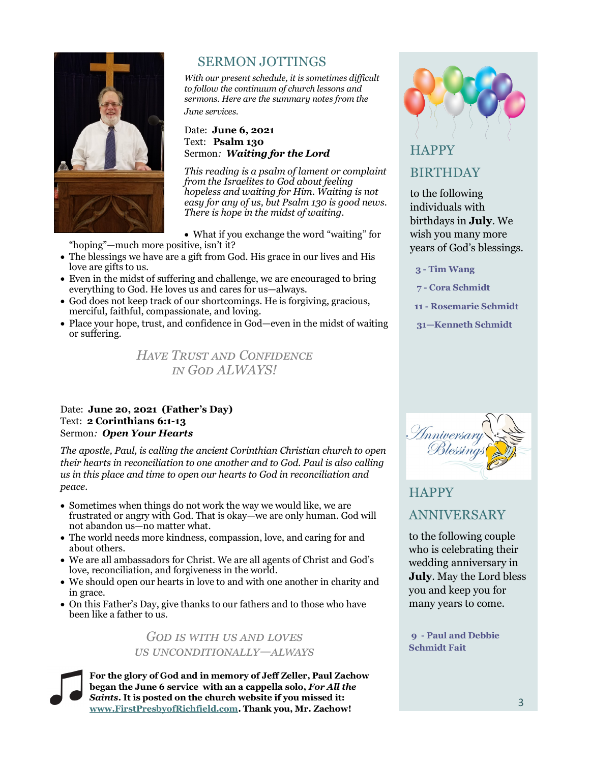## SERMON JOTTINGS

*With our present schedule, it is sometimes difficult to follow the continuum of church lessons and sermons. Here are the summary notes from the June services.*

Date: **June 6, 2021**
Text: **Psalm 130**
Sermon*:* ***Waiting for the Lord***

*This reading is a psalm of lament or complaint from the Israelites to God about feeling hopeless and waiting for Him. Waiting is not easy for any of us, but Psalm 130 is good news. There is hope in the midst of waiting.*

- What if you exchange the word "waiting" for "hoping"—much more positive, isn't it?
- The blessings we have are a gift from God. His grace in our lives and His love are gifts to us.
- Even in the midst of suffering and challenge, we are encouraged to bring everything to God. He loves us and cares for us—always.
- God does not keep track of our shortcomings. He is forgiving, gracious, merciful, faithful, compassionate, and loving.
- Place your hope, trust, and confidence in God—even in the midst of waiting or suffering.

*HAVE TRUST AND CONFIDENCE IN GOD ALWAYS!*

Date: **June 20, 2021 (Father's Day)**
Text: **2 Corinthians 6:1-13**
Sermon*:* ***Open Your Hearts***

*The apostle, Paul, is calling the ancient Corinthian Christian church to open their hearts in reconciliation to one another and to God. Paul is also calling us in this place and time to open our hearts to God in reconciliation and peace.*

- Sometimes when things do not work the way we would like, we are frustrated or angry with God. That is okay—we are only human. God will not abandon us—no matter what.
- The world needs more kindness, compassion, love, and caring for and about others.
- We are all ambassadors for Christ. We are all agents of Christ and God's love, reconciliation, and forgiveness in the world.
- We should open our hearts in love to and with one another in charity and in grace.
- On this Father's Day, give thanks to our fathers and to those who have been like a father to us.

*GOD IS WITH US AND LOVES US UNCONDITIONALLY—ALWAYS*

**For the glory of God and in memory of Jeff Zeller, Paul Zachow began the June 6 service with an a cappella solo, *For All the Saints*. It is posted on the church website if you missed it: [www.FirstPresbyofRichfield.com](http://www.FirstPresbyofRichfield.com). Thank you, Mr. Zachow!**

## HAPPY BIRTHDAY

to the following individuals with birthdays in **July**. We wish you many more years of God's blessings.

**3 - Tim Wang**
**7 - Cora Schmidt**
**11 - Rosemarie Schmidt**
**31—Kenneth Schmidt**

## HAPPY ANNIVERSARY

to the following couple who is celebrating their wedding anniversary in **July**. May the Lord bless you and keep you for many years to come.

**9 - Paul and Debbie Schmidt Fait**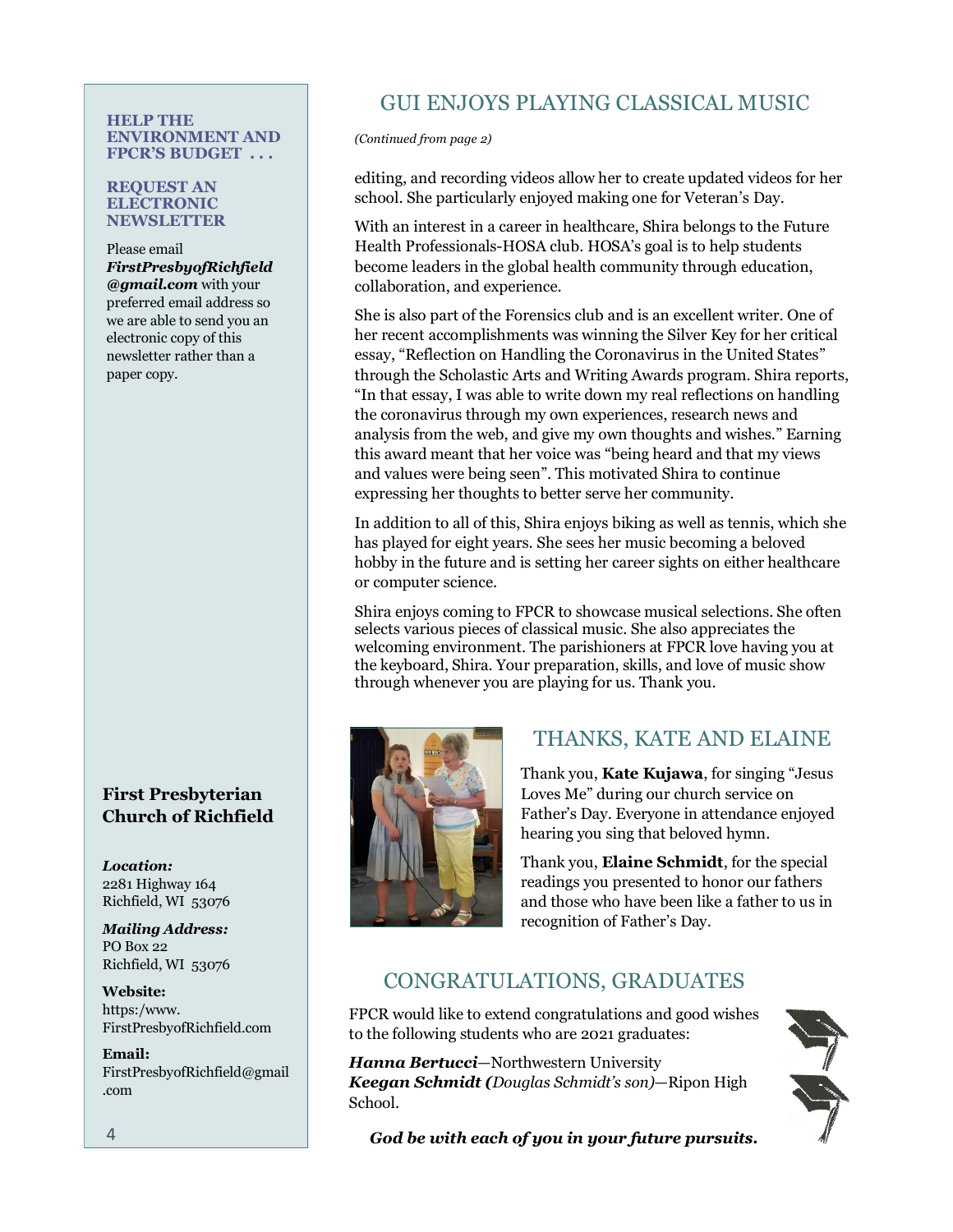## GUI ENJOYS PLAYING CLASSICAL MUSIC

*(Continued from page 2)*

editing, and recording videos allow her to create updated videos for her school. She particularly enjoyed making one for Veteran's Day.

With an interest in a career in healthcare, Shira belongs to the Future Health Professionals-HOSA club. HOSA's goal is to help students become leaders in the global health community through education, collaboration, and experience.

She is also part of the Forensics club and is an excellent writer. One of her recent accomplishments was winning the Silver Key for her critical essay, "Reflection on Handling the Coronavirus in the United States" through the Scholastic Arts and Writing Awards program. Shira reports, "In that essay, I was able to write down my real reflections on handling the coronavirus through my own experiences, research news and analysis from the web, and give my own thoughts and wishes." Earning this award meant that her voice was "being heard and that my views and values were being seen". This motivated Shira to continue expressing her thoughts to better serve her community.

In addition to all of this, Shira enjoys biking as well as tennis, which she has played for eight years. She sees her music becoming a beloved hobby in the future and is setting her career sights on either healthcare or computer science.

Shira enjoys coming to FPCR to showcase musical selections. She often selects various pieces of classical music. She also appreciates the welcoming environment. The parishioners at FPCR love having you at the keyboard, Shira. Your preparation, skills, and love of music show through whenever you are playing for us. Thank you.

## THANKS, KATE AND ELAINE

Thank you, **Kate Kujawa**, for singing "Jesus Loves Me" during our church service on Father's Day. Everyone in attendance enjoyed hearing you sing that beloved hymn.

Thank you, **Elaine Schmidt**, for the special readings you presented to honor our fathers and those who have been like a father to us in recognition of Father's Day.

## CONGRATULATIONS, GRADUATES

FPCR would like to extend congratulations and good wishes to the following students who are 2021 graduates:

***Hanna Bertucci***—Northwestern University
***Keegan Schmidt (****Douglas Schmidt's son)*—Ripon High School.

***God be with each of you in your future pursuits.***

### HELP THE ENVIRONMENT AND FPCR'S BUDGET . . .

### REQUEST AN ELECTRONIC NEWSLETTER

Please email ***FirstPresbyofRichfield@gmail.com*** with your preferred email address so we are able to send you an electronic copy of this newsletter rather than a paper copy.

### First Presbyterian Church of Richfield

***Location:***
2281 Highway 164
Richfield, WI 53076

***Mailing Address:***
PO Box 22
Richfield, WI 53076

**Website:**
https:/www.FirstPresbyofRichfield.com

**Email:**
FirstPresbyofRichfield@gmail.com